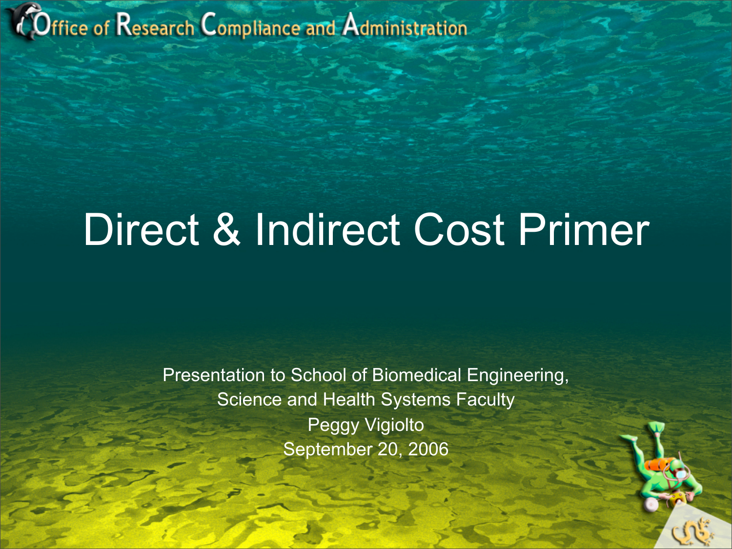Office of Research Compliance and Administration

# Direct & Indirect Cost Primer

Presentation to School of Biomedical Engineering, Science and Health Systems Faculty

Peggy Vigiolto

September 20, 2006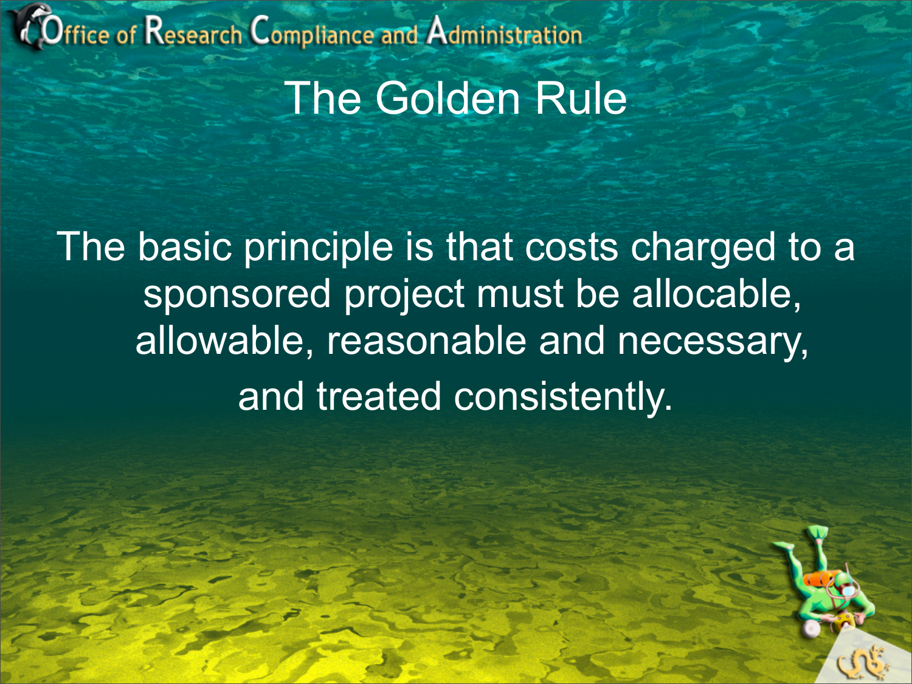# The Golden Rule

The basic principle is that costs charged to a sponsored project must be allocable, allowable, reasonable and necessary, and treated consistently.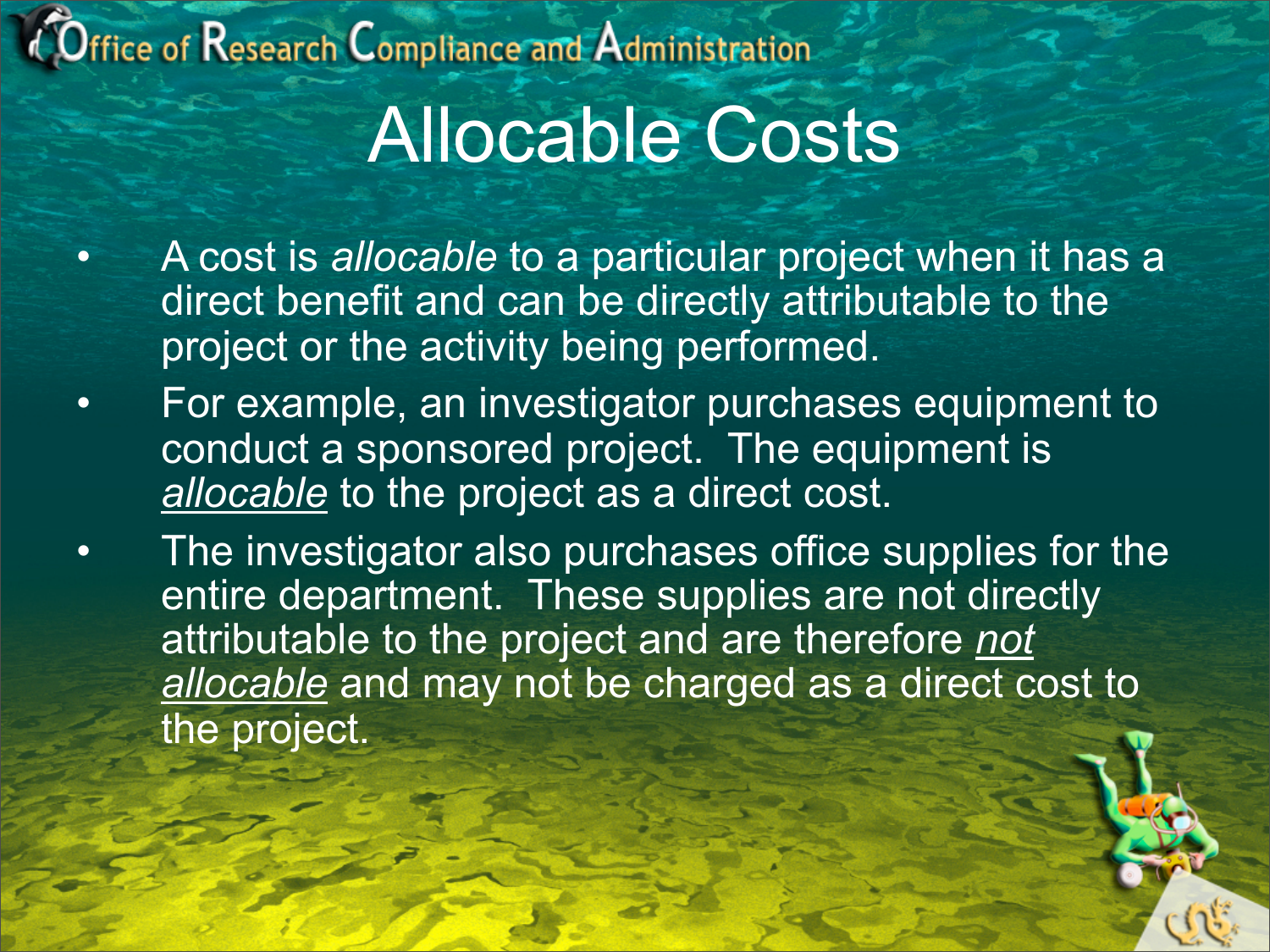# Allocable Costs

- A cost is *allocable* to a particular project when it has a direct benefit and can be directly attributable to the project or the activity being performed.
- For example, an investigator purchases equipment to conduct a sponsored project. The equipment is ***allocable*** to the project as a direct cost.
- The investigator also purchases office supplies for the entire department. These supplies are not directly attributable to the project and are therefore ***not allocable*** and may not be charged as a direct cost to the project.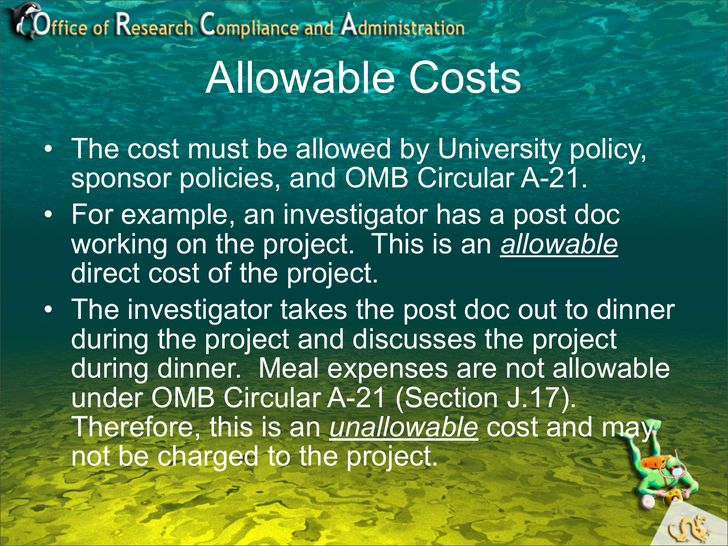# Allowable Costs

- The cost must be allowed by University policy, sponsor policies, and OMB Circular A-21.
- For example, an investigator has a post doc working on the project. This is an *allowable* direct cost of the project.
- The investigator takes the post doc out to dinner during the project and discusses the project during dinner. Meal expenses are not allowable under OMB Circular A-21 (Section J.17). Therefore, this is an *unallowable* cost and may not be charged to the project.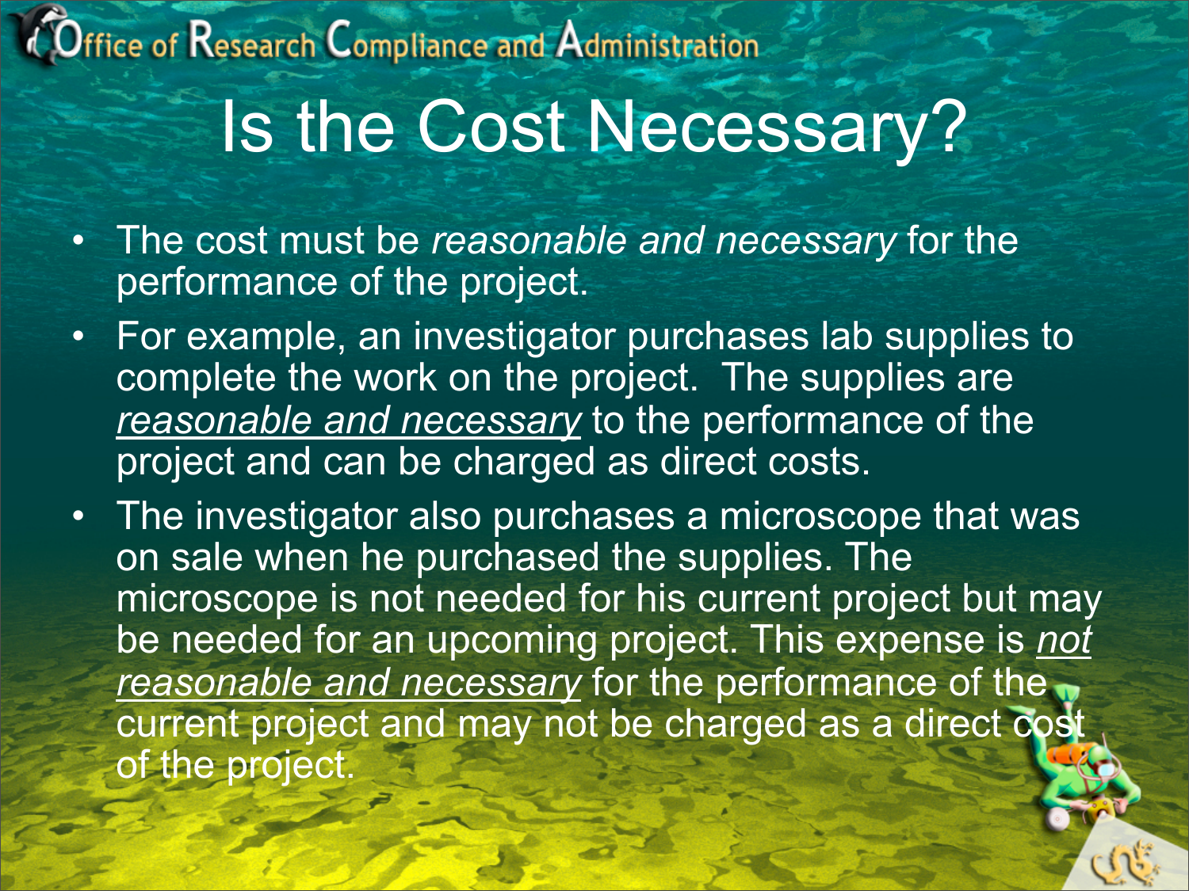# Is the Cost Necessary?

- The cost must be *reasonable and necessary* for the performance of the project.
- For example, an investigator purchases lab supplies to complete the work on the project. The supplies are *reasonable and necessary* to the performance of the project and can be charged as direct costs.
- The investigator also purchases a microscope that was on sale when he purchased the supplies. The microscope is not needed for his current project but may be needed for an upcoming project. This expense is *not reasonable and necessary* for the performance of the current project and may not be charged as a direct cost of the project.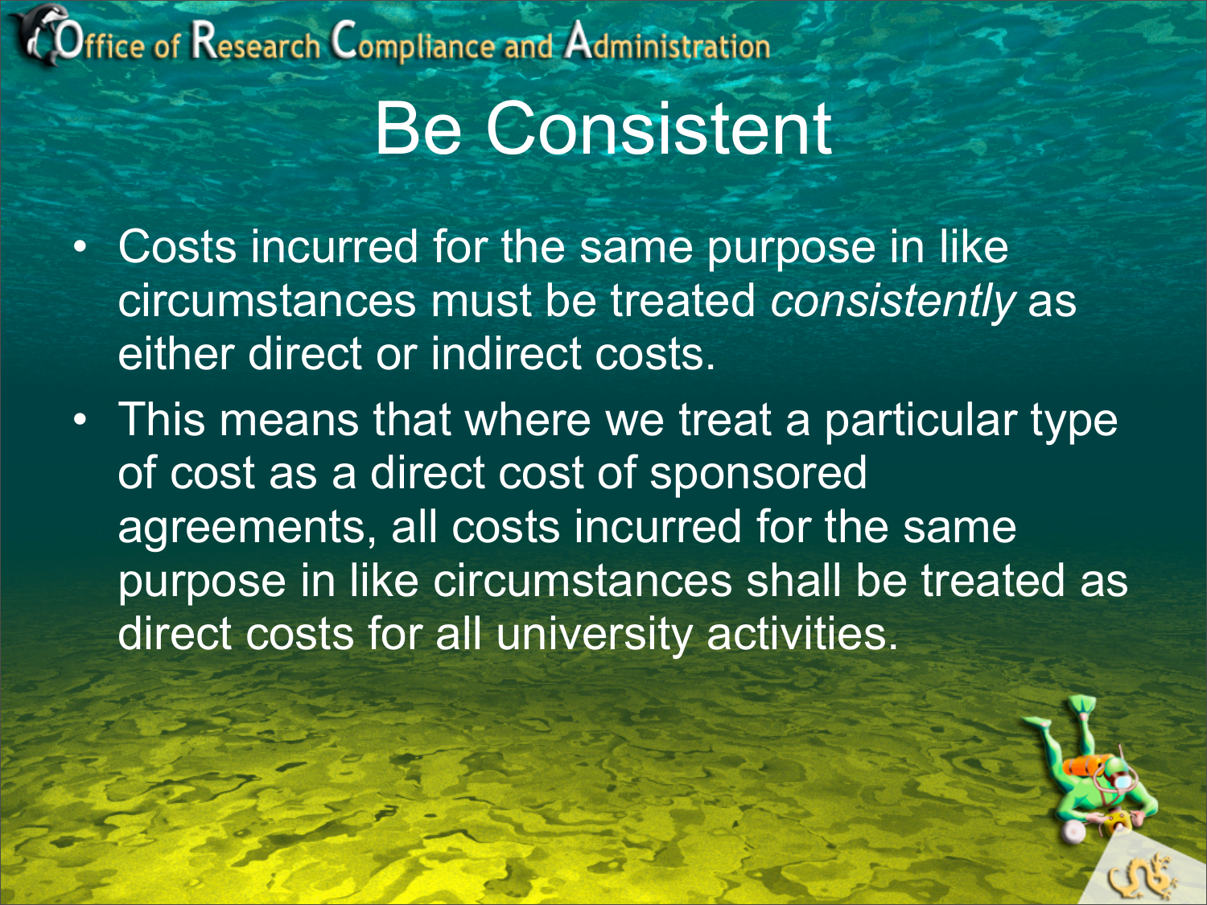# Be Consistent

- Costs incurred for the same purpose in like circumstances must be treated *consistently* as either direct or indirect costs.
- This means that where we treat a particular type of cost as a direct cost of sponsored agreements, all costs incurred for the same purpose in like circumstances shall be treated as direct costs for all university activities.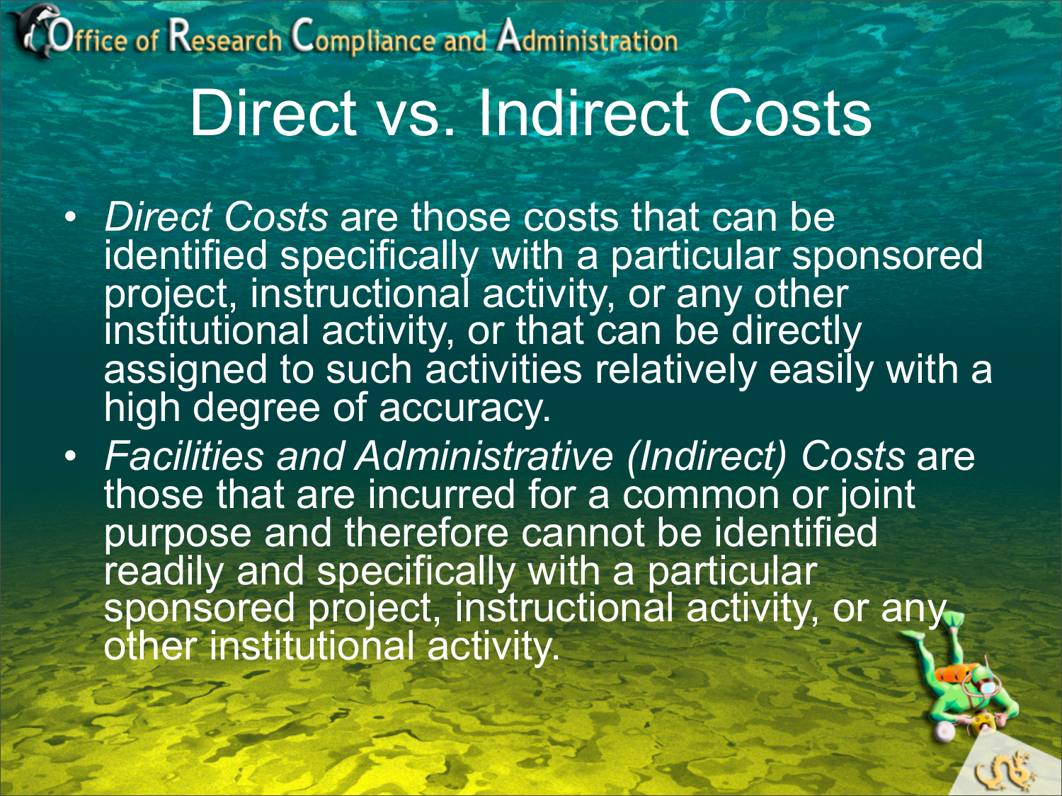# Direct vs. Indirect Costs

- *Direct Costs* are those costs that can be identified specifically with a particular sponsored project, instructional activity, or any other institutional activity, or that can be directly assigned to such activities relatively easily with a high degree of accuracy.
- *Facilities and Administrative (Indirect) Costs* are those that are incurred for a common or joint purpose and therefore cannot be identified readily and specifically with a particular sponsored project, instructional activity, or any other institutional activity.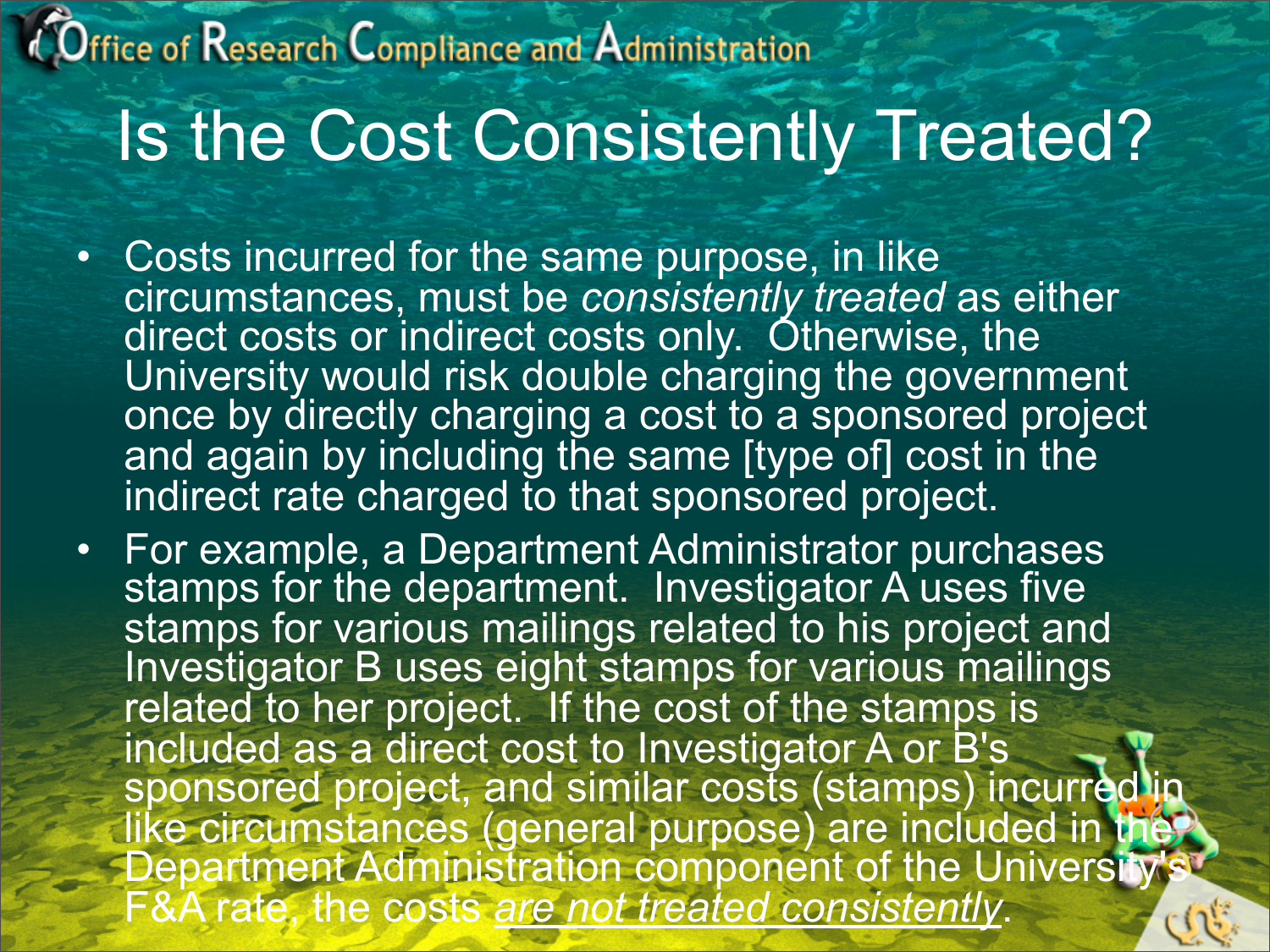# Is the Cost Consistently Treated?

- Costs incurred for the same purpose, in like circumstances, must be *consistently treated* as either direct costs or indirect costs only. Otherwise, the University would risk double charging the government once by directly charging a cost to a sponsored project and again by including the same [type of] cost in the indirect rate charged to that sponsored project.
- For example, a Department Administrator purchases stamps for the department. Investigator A uses five stamps for various mailings related to his project and Investigator B uses eight stamps for various mailings related to her project. If the cost of the stamps is included as a direct cost to Investigator A or B's sponsored project, and similar costs (stamps) incurred in like circumstances (general purpose) are included in the Department Administration component of the University's F&A rate, the costs *are not treated consistently*.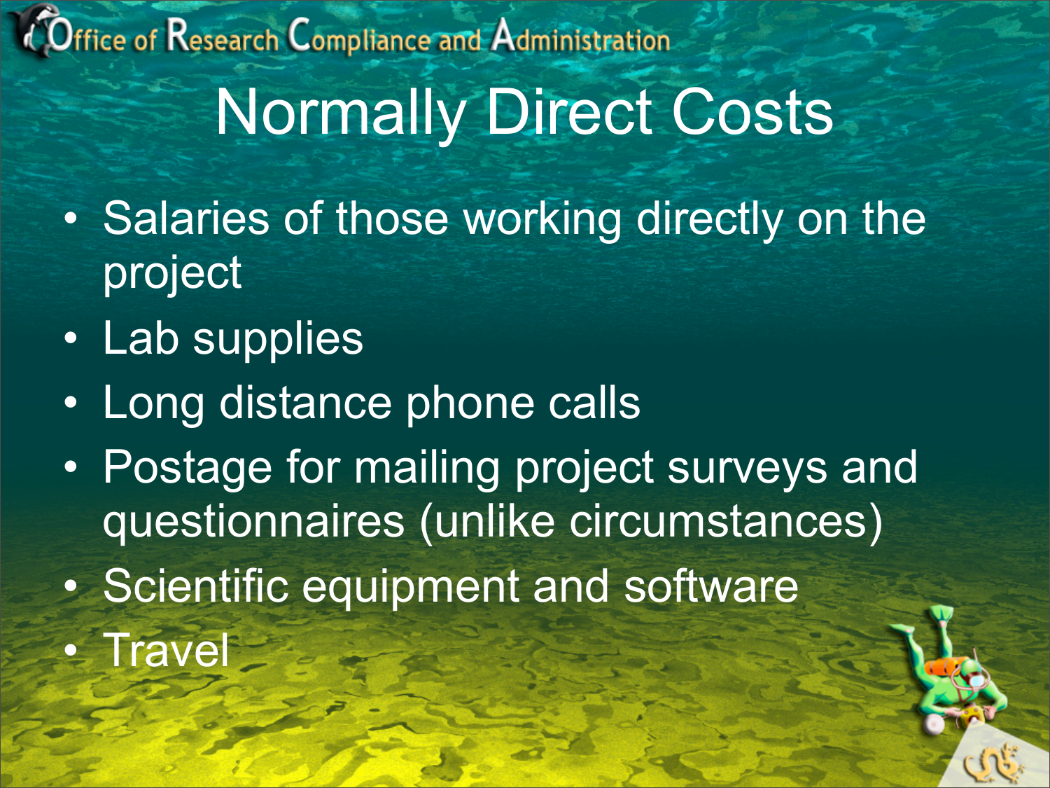Office of Research Compliance and Administration

# Normally Direct Costs

- Salaries of those working directly on the project
- Lab supplies
- Long distance phone calls
- Postage for mailing project surveys and questionnaires (unlike circumstances)
- Scientific equipment and software
- Travel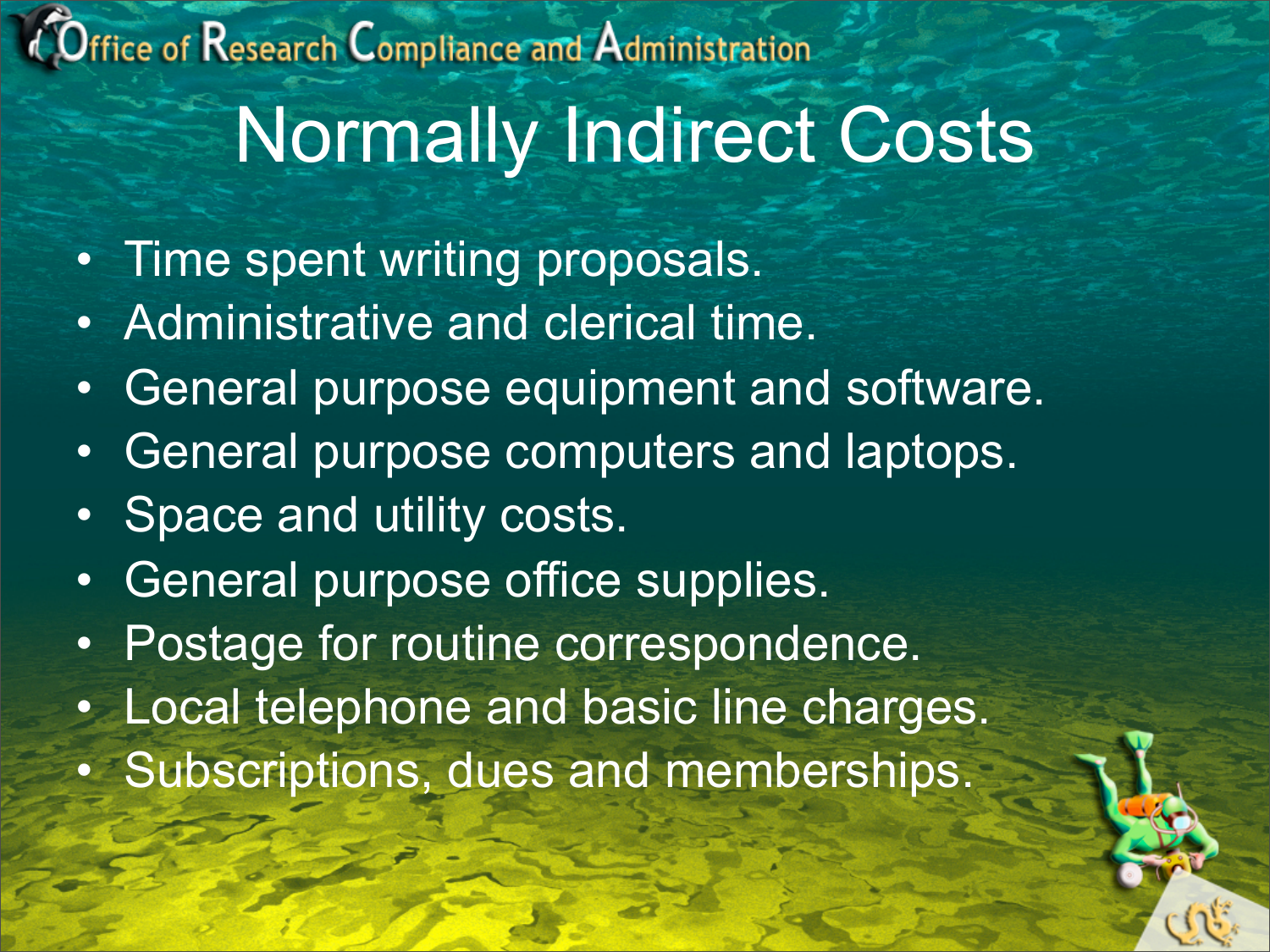# Normally Indirect Costs

- Time spent writing proposals.
- Administrative and clerical time.
- General purpose equipment and software.
- General purpose computers and laptops.
- Space and utility costs.
- General purpose office supplies.
- Postage for routine correspondence.
- Local telephone and basic line charges.
- Subscriptions, dues and memberships.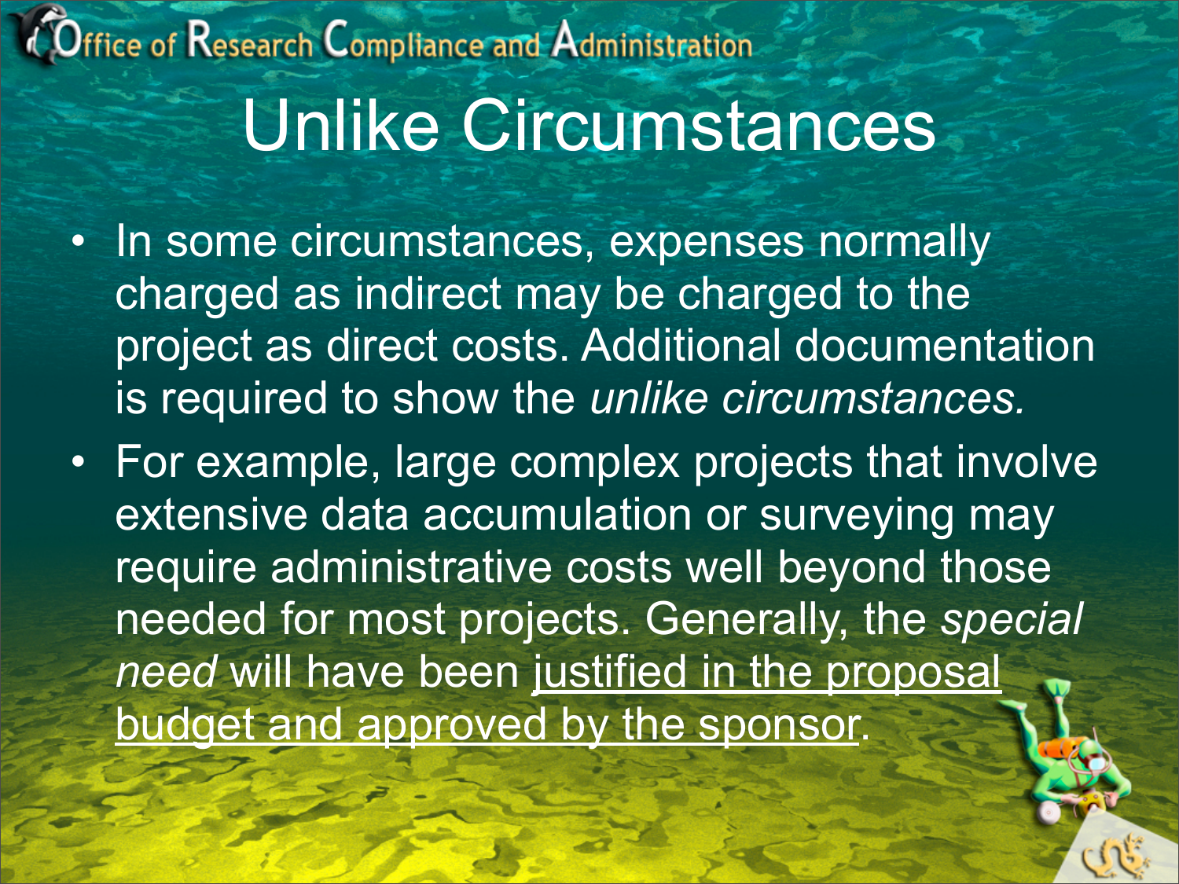# Unlike Circumstances

- In some circumstances, expenses normally charged as indirect may be charged to the project as direct costs. Additional documentation is required to show the *unlike circumstances.*
- For example, large complex projects that involve extensive data accumulation or surveying may require administrative costs well beyond those needed for most projects. Generally, the *special need* will have been <u>justified in the proposal budget and approved by the sponsor</u>.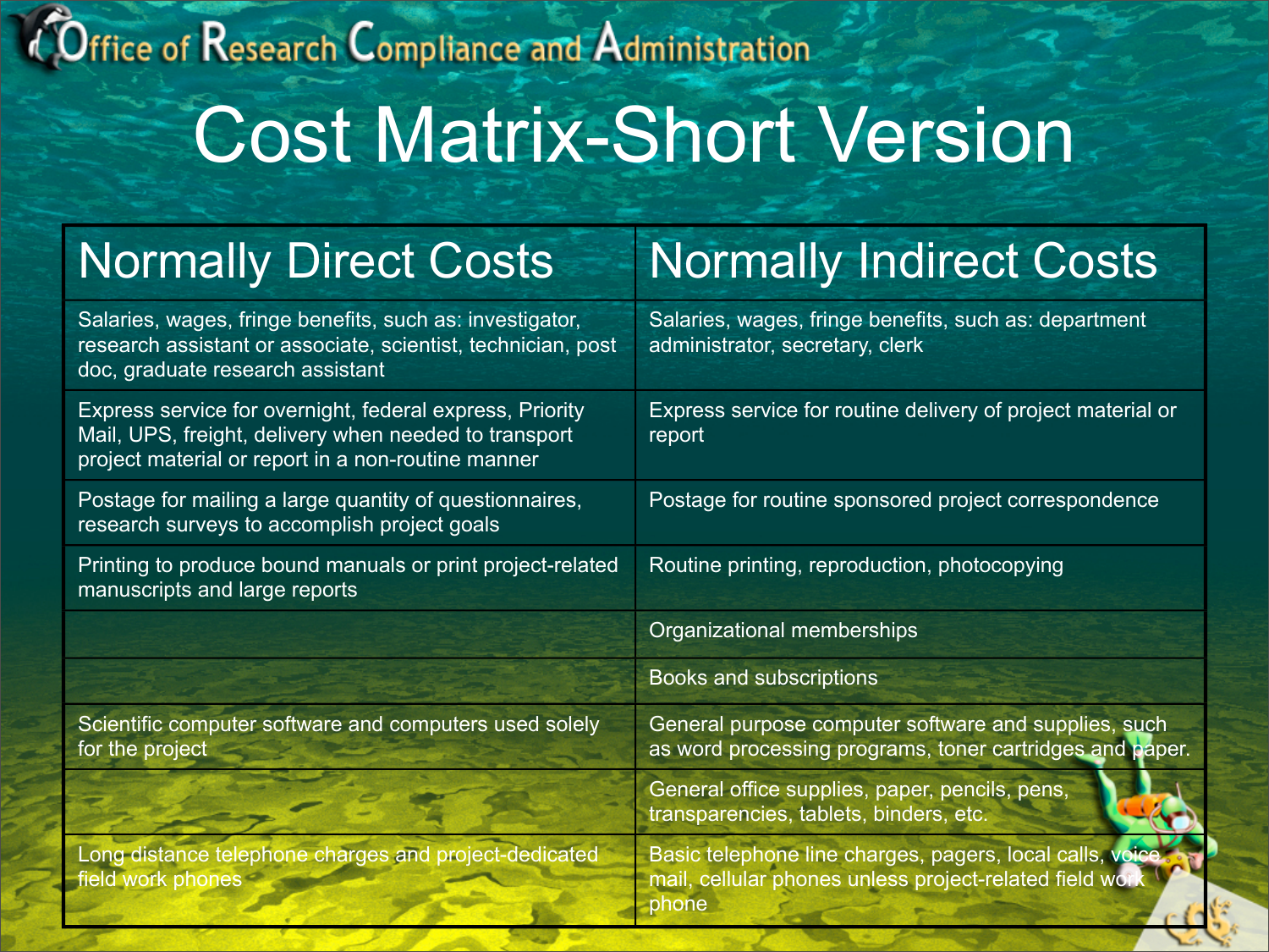Office of Research Compliance and Administration

# Cost Matrix-Short Version

| Normally Direct Costs | Normally Indirect Costs |
|---|---|
| Salaries, wages, fringe benefits, such as: investigator, research assistant or associate, scientist, technician, post doc, graduate research assistant | Salaries, wages, fringe benefits, such as: department administrator, secretary, clerk |
| Express service for overnight, federal express, Priority Mail, UPS, freight, delivery when needed to transport project material or report in a non-routine manner | Express service for routine delivery of project material or report |
| Postage for mailing a large quantity of questionnaires, research surveys to accomplish project goals | Postage for routine sponsored project correspondence |
| Printing to produce bound manuals or print project-related manuscripts and large reports | Routine printing, reproduction, photocopying |
| | Organizational memberships |
| | Books and subscriptions |
| Scientific computer software and computers used solely for the project | General purpose computer software and supplies, such as word processing programs, toner cartridges and paper. |
| | General office supplies, paper, pencils, pens, transparencies, tablets, binders, etc. |
| Long distance telephone charges and project-dedicated field work phones | Basic telephone line charges, pagers, local calls, voice mail, cellular phones unless project-related field work phone |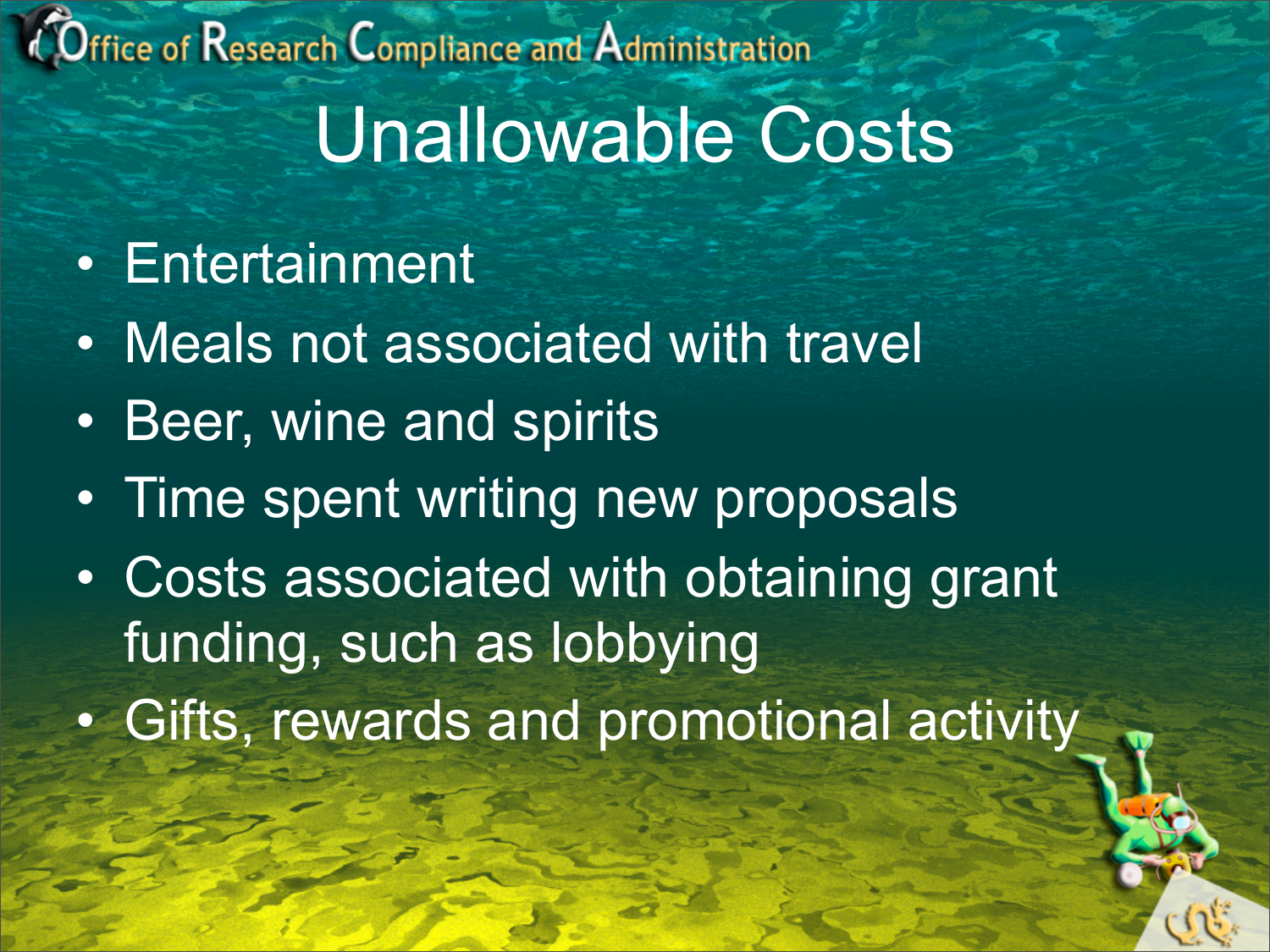# Unallowable Costs

- Entertainment
- Meals not associated with travel
- Beer, wine and spirits
- Time spent writing new proposals
- Costs associated with obtaining grant funding, such as lobbying
- Gifts, rewards and promotional activity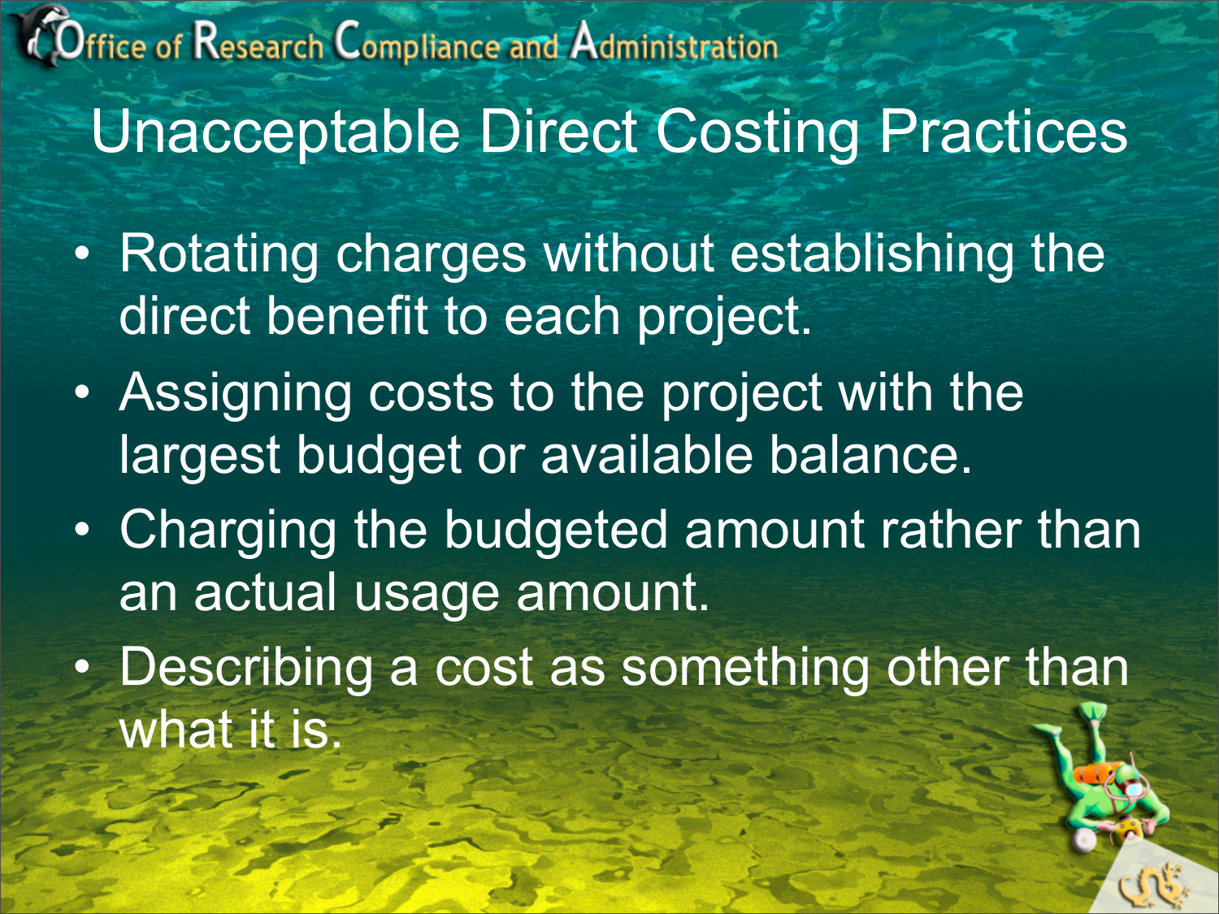# Unacceptable Direct Costing Practices

- Rotating charges without establishing the direct benefit to each project.
- Assigning costs to the project with the largest budget or available balance.
- Charging the budgeted amount rather than an actual usage amount.
- Describing a cost as something other than what it is.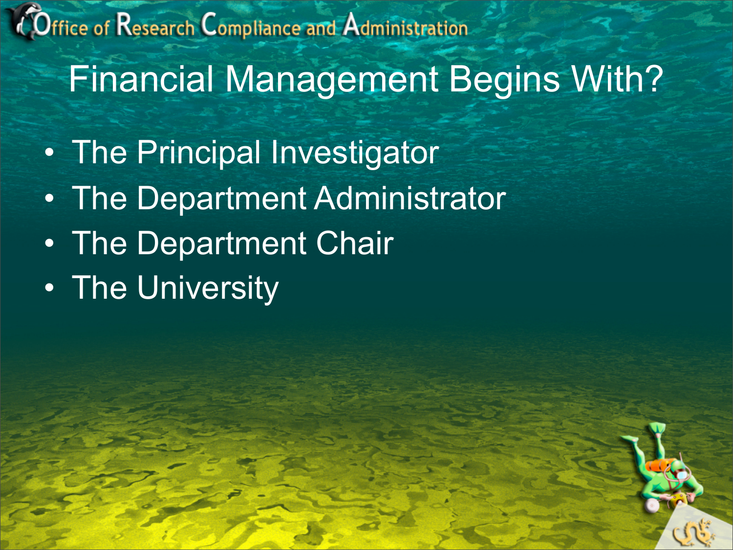# Financial Management Begins With?

- The Principal Investigator
- The Department Administrator
- The Department Chair
- The University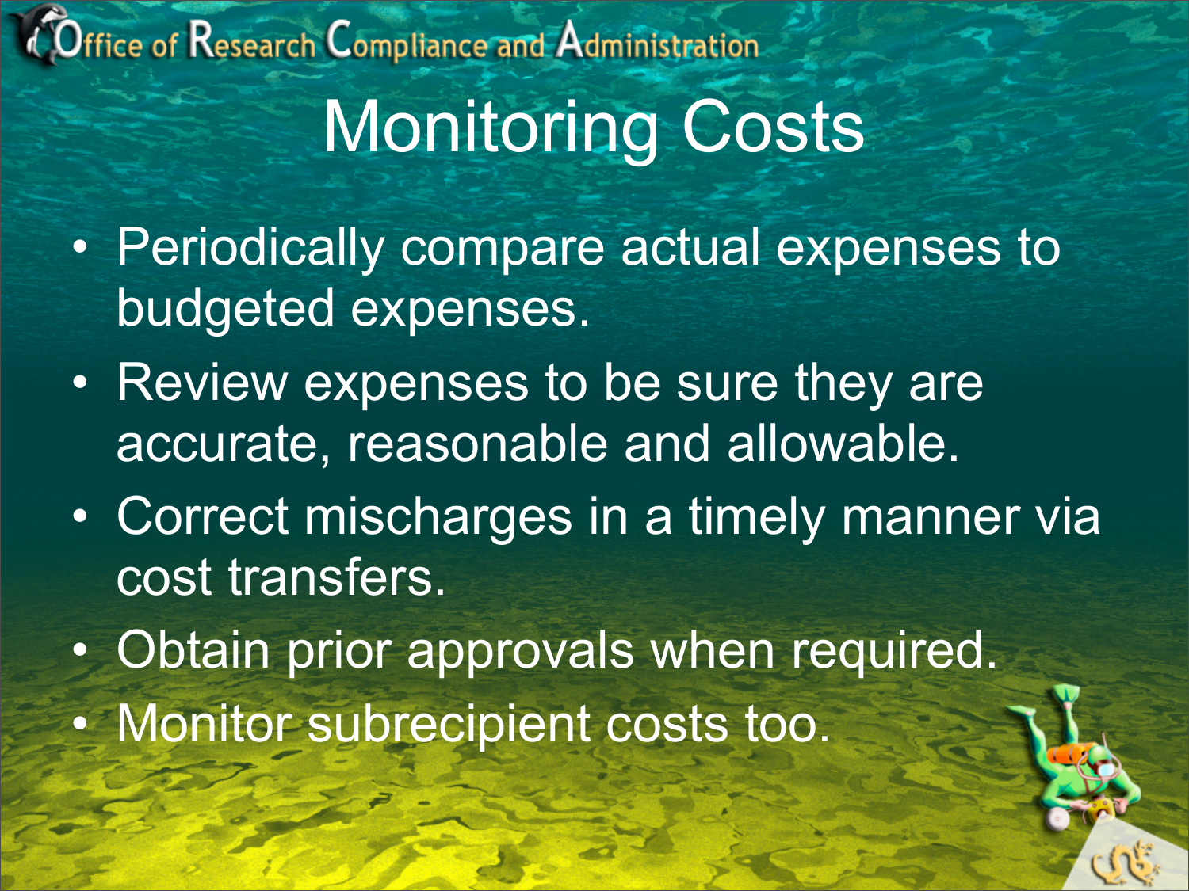# Monitoring Costs

- Periodically compare actual expenses to budgeted expenses.
- Review expenses to be sure they are accurate, reasonable and allowable.
- Correct mischarges in a timely manner via cost transfers.
- Obtain prior approvals when required.
- Monitor subrecipient costs too.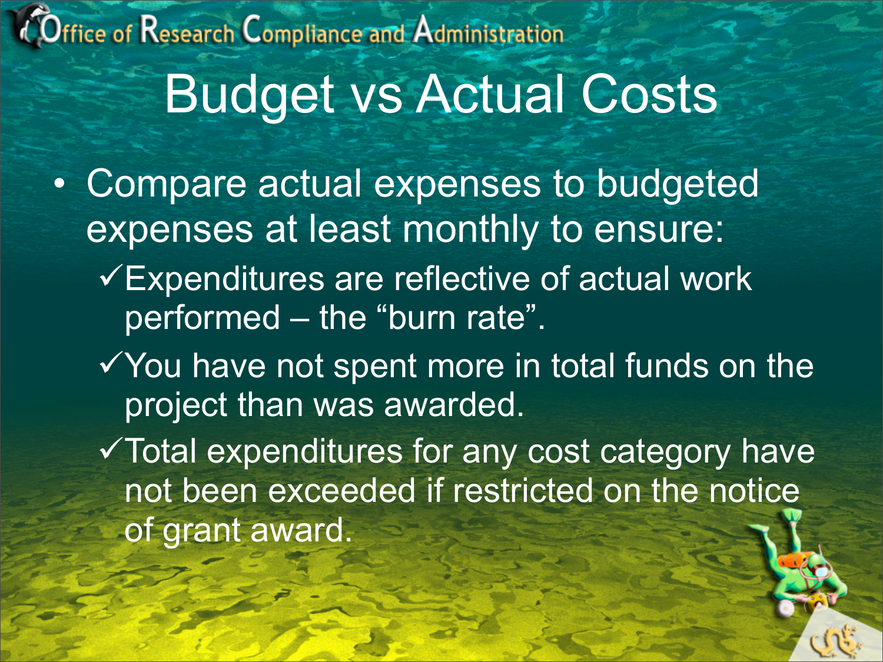# Budget vs Actual Costs

- Compare actual expenses to budgeted expenses at least monthly to ensure:
  - ✓Expenditures are reflective of actual work performed – the “burn rate”.
  - ✓You have not spent more in total funds on the project than was awarded.
  - ✓Total expenditures for any cost category have not been exceeded if restricted on the notice of grant award.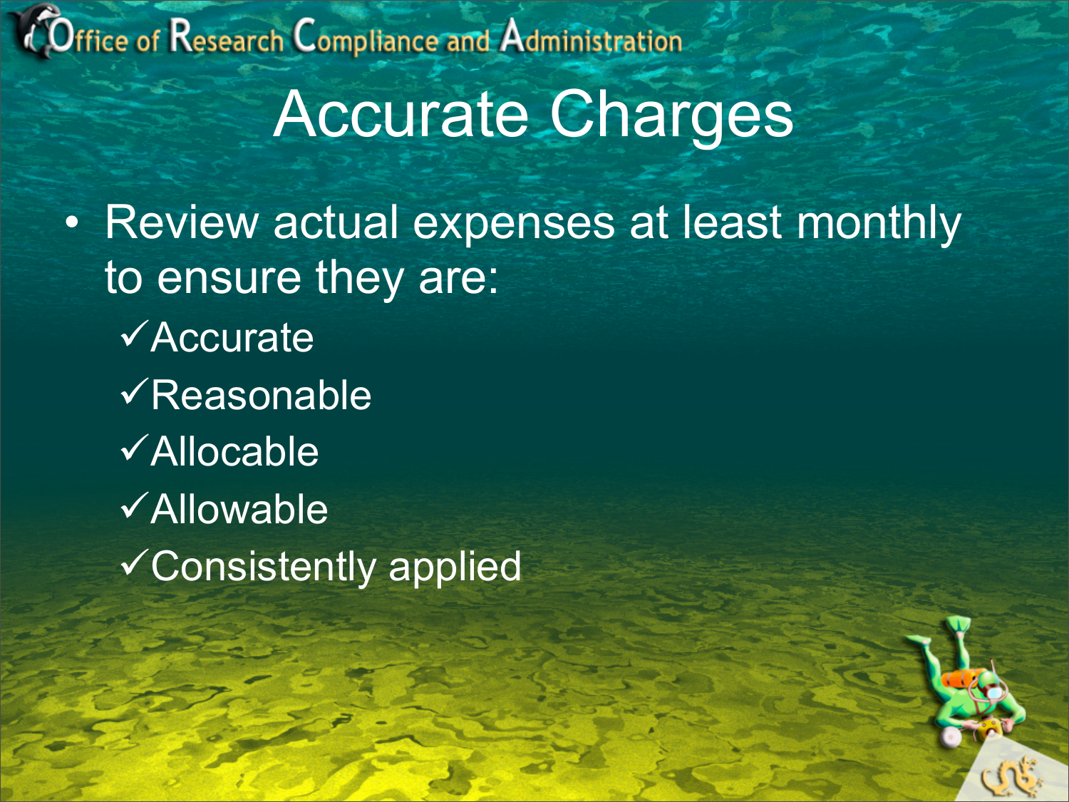# Accurate Charges

- Review actual expenses at least monthly to ensure they are:
  - ✓Accurate
  - ✓Reasonable
  - ✓Allocable
  - ✓Allowable
  - ✓Consistently applied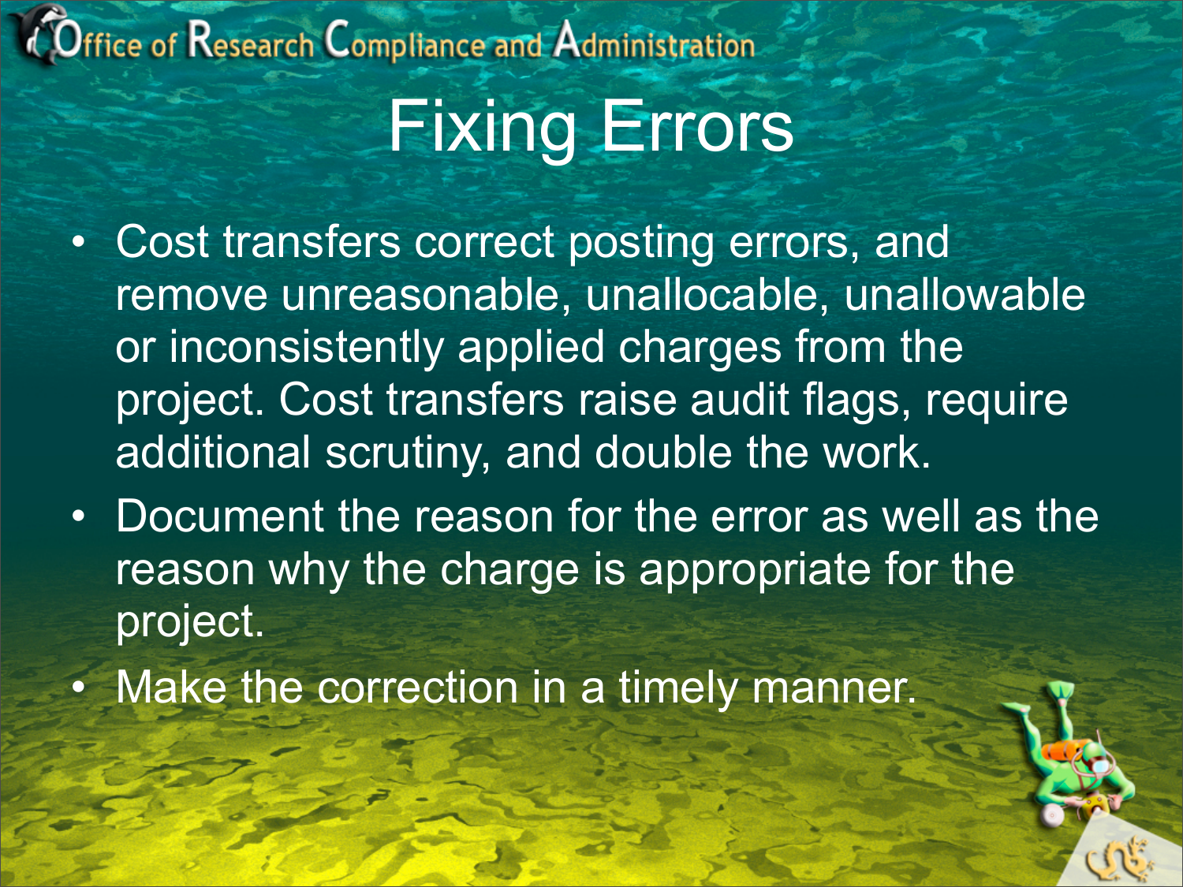# Fixing Errors

- Cost transfers correct posting errors, and remove unreasonable, unallocable, unallowable or inconsistently applied charges from the project. Cost transfers raise audit flags, require additional scrutiny, and double the work.
- Document the reason for the error as well as the reason why the charge is appropriate for the project.
- Make the correction in a timely manner.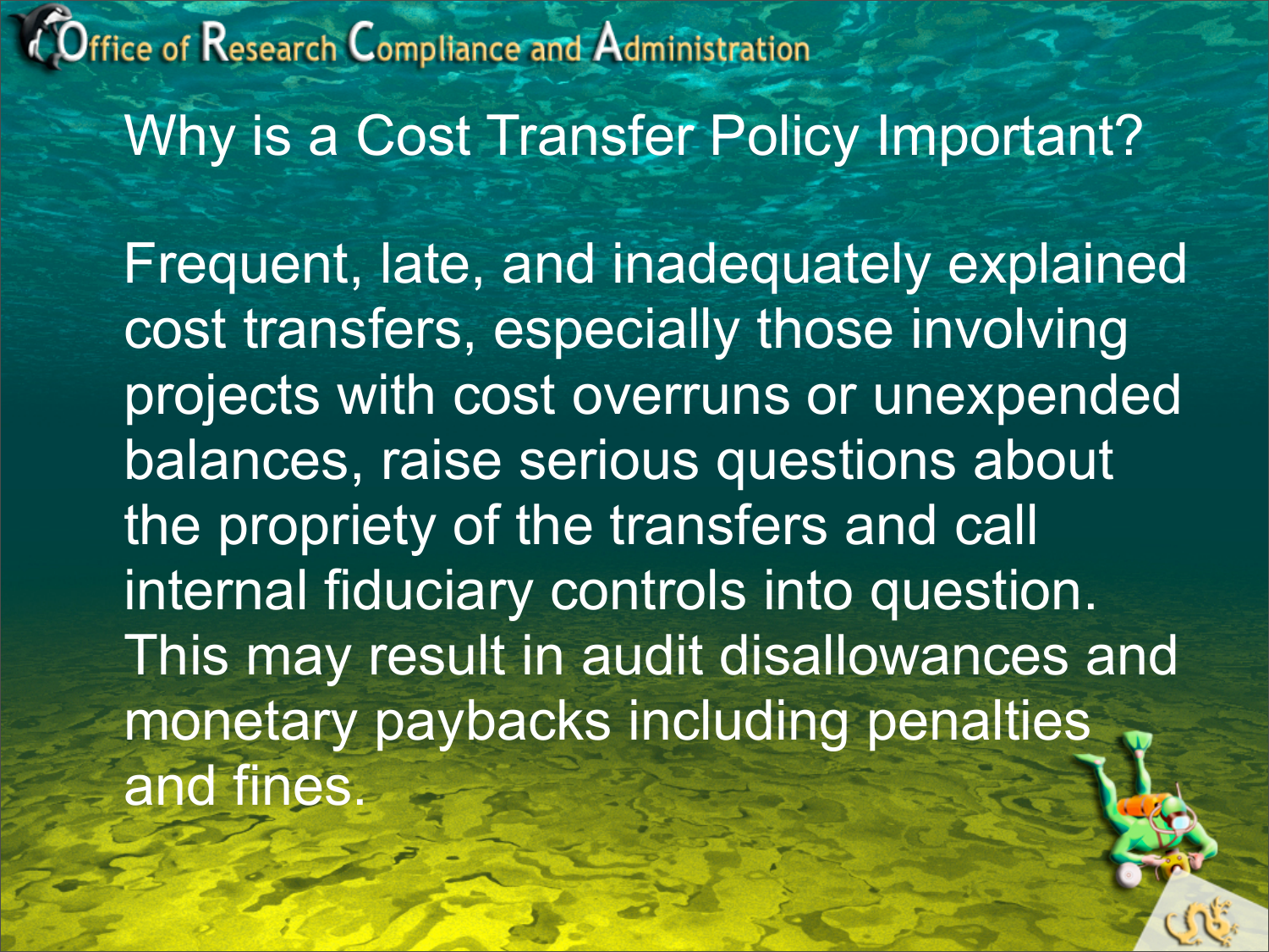# Why is a Cost Transfer Policy Important?

Frequent, late, and inadequately explained cost transfers, especially those involving projects with cost overruns or unexpended balances, raise serious questions about the propriety of the transfers and call internal fiduciary controls into question. This may result in audit disallowances and monetary paybacks including penalties and fines.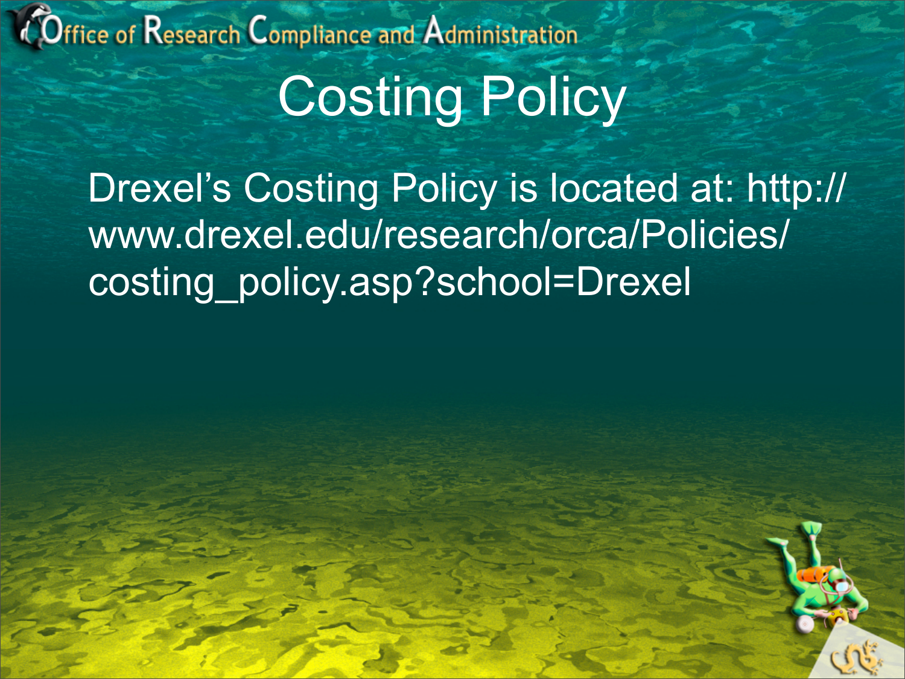# Costing Policy

Drexel's Costing Policy is located at: http://www.drexel.edu/research/orca/Policies/costing_policy.asp?school=Drexel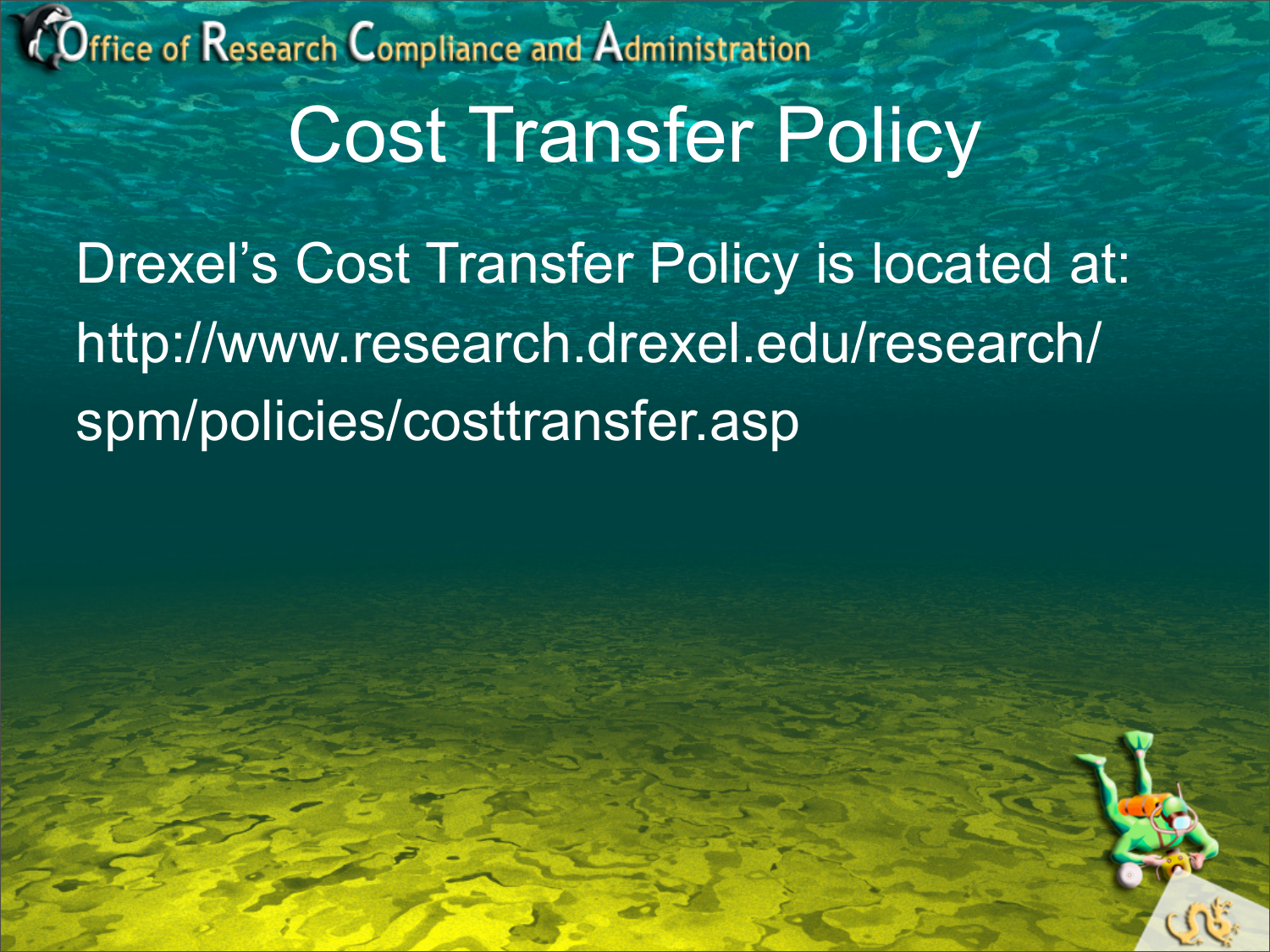# Cost Transfer Policy

Drexel's Cost Transfer Policy is located at:
http://www.research.drexel.edu/research/spm/policies/costtransfer.asp